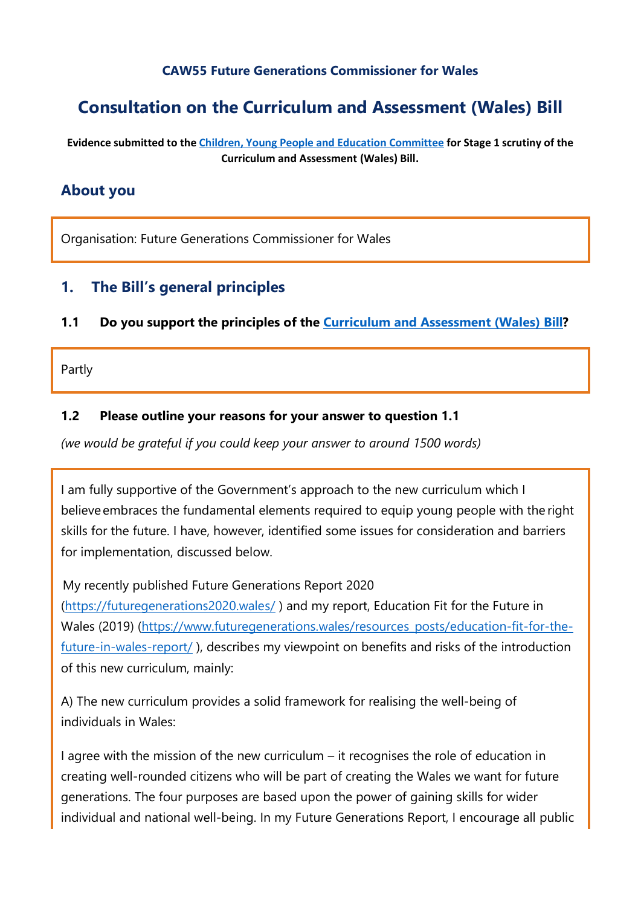**CAW55 Future Generations Commissioner for Wales**

# Consultation on the Curriculum and Assessment (Wales) Bill

**Evidence submitted to the [Children, Young People and Education Committee](#) for Stage 1 scrutiny of the Curriculum and Assessment (Wales) Bill.**

## About you

Organisation: Future Generations Commissioner for Wales

## 1. The Bill's general principles

### 1.1 Do you support the principles of the [Curriculum and Assessment (Wales) Bill](#)?

Partly

### 1.2 Please outline your reasons for your answer to question 1.1

*(we would be grateful if you could keep your answer to around 1500 words)*

I am fully supportive of the Government's approach to the new curriculum which I believe embraces the fundamental elements required to equip young people with the right skills for the future. I have, however, identified some issues for consideration and barriers for implementation, discussed below.

My recently published Future Generations Report 2020 (https://futuregenerations2020.wales/ ) and my report, Education Fit for the Future in Wales (2019) (https://www.futuregenerations.wales/resources_posts/education-fit-for-the-future-in-wales-report/ ), describes my viewpoint on benefits and risks of the introduction of this new curriculum, mainly:

A) The new curriculum provides a solid framework for realising the well-being of individuals in Wales:

I agree with the mission of the new curriculum – it recognises the role of education in creating well-rounded citizens who will be part of creating the Wales we want for future generations. The four purposes are based upon the power of gaining skills for wider individual and national well-being. In my Future Generations Report, I encourage all public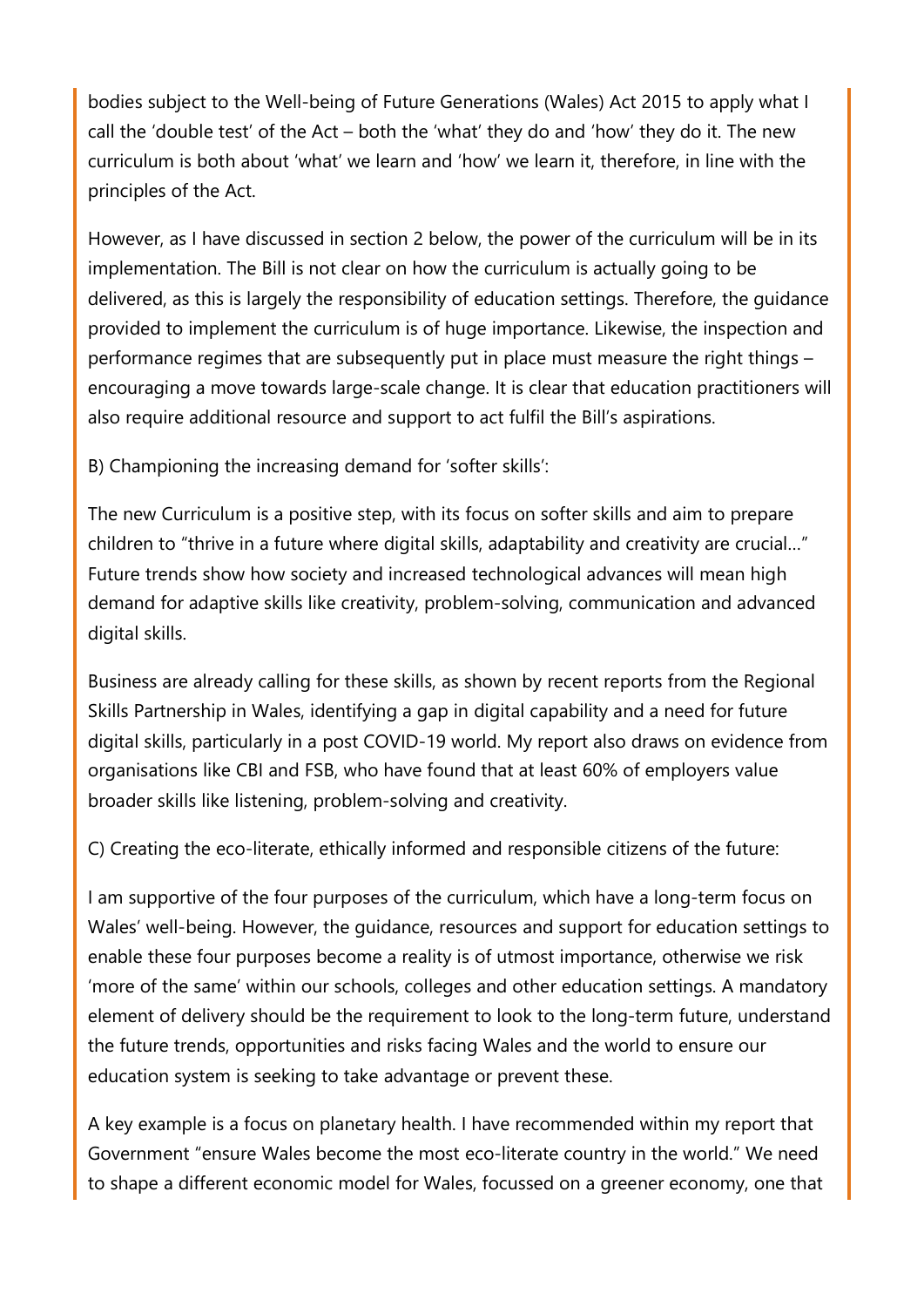bodies subject to the Well-being of Future Generations (Wales) Act 2015 to apply what I call the 'double test' of the Act – both the 'what' they do and 'how' they do it. The new curriculum is both about 'what' we learn and 'how' we learn it, therefore, in line with the principles of the Act.

However, as I have discussed in section 2 below, the power of the curriculum will be in its implementation. The Bill is not clear on how the curriculum is actually going to be delivered, as this is largely the responsibility of education settings. Therefore, the guidance provided to implement the curriculum is of huge importance. Likewise, the inspection and performance regimes that are subsequently put in place must measure the right things – encouraging a move towards large-scale change. It is clear that education practitioners will also require additional resource and support to act fulfil the Bill's aspirations.

B) Championing the increasing demand for 'softer skills':

The new Curriculum is a positive step, with its focus on softer skills and aim to prepare children to "thrive in a future where digital skills, adaptability and creativity are crucial…" Future trends show how society and increased technological advances will mean high demand for adaptive skills like creativity, problem-solving, communication and advanced digital skills.

Business are already calling for these skills, as shown by recent reports from the Regional Skills Partnership in Wales, identifying a gap in digital capability and a need for future digital skills, particularly in a post COVID-19 world. My report also draws on evidence from organisations like CBI and FSB, who have found that at least 60% of employers value broader skills like listening, problem-solving and creativity.

C) Creating the eco-literate, ethically informed and responsible citizens of the future:

I am supportive of the four purposes of the curriculum, which have a long-term focus on Wales' well-being. However, the guidance, resources and support for education settings to enable these four purposes become a reality is of utmost importance, otherwise we risk 'more of the same' within our schools, colleges and other education settings. A mandatory element of delivery should be the requirement to look to the long-term future, understand the future trends, opportunities and risks facing Wales and the world to ensure our education system is seeking to take advantage or prevent these.

A key example is a focus on planetary health. I have recommended within my report that Government "ensure Wales become the most eco-literate country in the world." We need to shape a different economic model for Wales, focussed on a greener economy, one that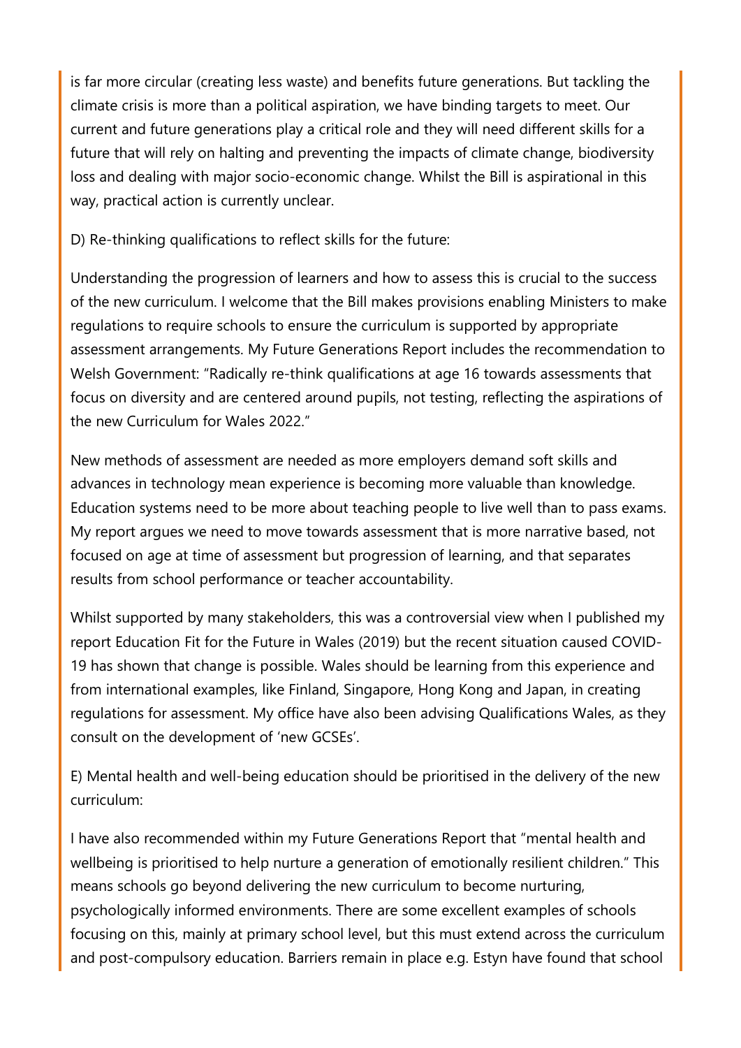is far more circular (creating less waste) and benefits future generations. But tackling the climate crisis is more than a political aspiration, we have binding targets to meet. Our current and future generations play a critical role and they will need different skills for a future that will rely on halting and preventing the impacts of climate change, biodiversity loss and dealing with major socio-economic change. Whilst the Bill is aspirational in this way, practical action is currently unclear.

D) Re-thinking qualifications to reflect skills for the future:

Understanding the progression of learners and how to assess this is crucial to the success of the new curriculum. I welcome that the Bill makes provisions enabling Ministers to make regulations to require schools to ensure the curriculum is supported by appropriate assessment arrangements. My Future Generations Report includes the recommendation to Welsh Government: "Radically re-think qualifications at age 16 towards assessments that focus on diversity and are centered around pupils, not testing, reflecting the aspirations of the new Curriculum for Wales 2022."

New methods of assessment are needed as more employers demand soft skills and advances in technology mean experience is becoming more valuable than knowledge. Education systems need to be more about teaching people to live well than to pass exams. My report argues we need to move towards assessment that is more narrative based, not focused on age at time of assessment but progression of learning, and that separates results from school performance or teacher accountability.

Whilst supported by many stakeholders, this was a controversial view when I published my report Education Fit for the Future in Wales (2019) but the recent situation caused COVID-19 has shown that change is possible. Wales should be learning from this experience and from international examples, like Finland, Singapore, Hong Kong and Japan, in creating regulations for assessment. My office have also been advising Qualifications Wales, as they consult on the development of 'new GCSEs'.

E) Mental health and well-being education should be prioritised in the delivery of the new curriculum:

I have also recommended within my Future Generations Report that "mental health and wellbeing is prioritised to help nurture a generation of emotionally resilient children." This means schools go beyond delivering the new curriculum to become nurturing, psychologically informed environments. There are some excellent examples of schools focusing on this, mainly at primary school level, but this must extend across the curriculum and post-compulsory education. Barriers remain in place e.g. Estyn have found that school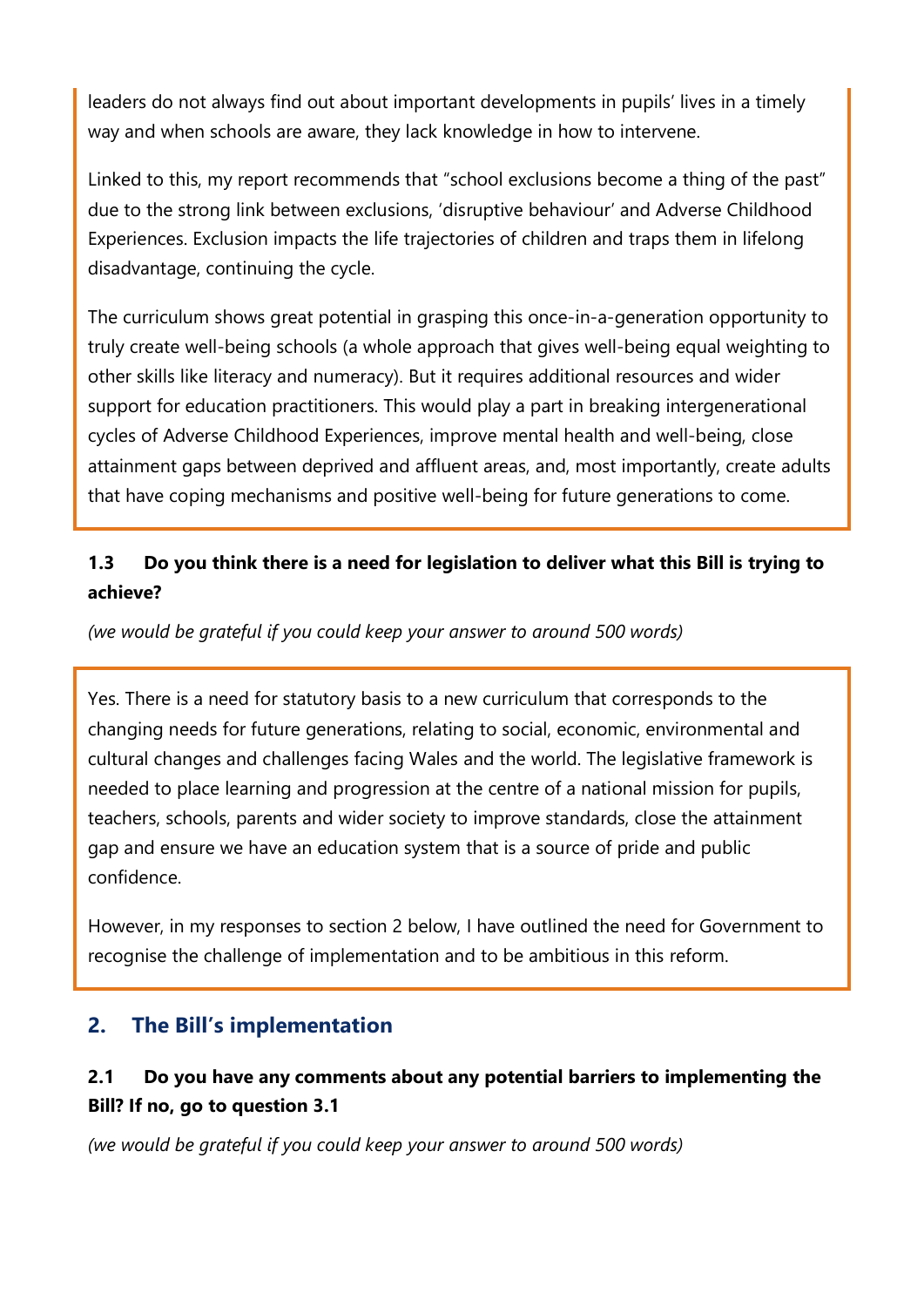leaders do not always find out about important developments in pupils' lives in a timely way and when schools are aware, they lack knowledge in how to intervene.

Linked to this, my report recommends that "school exclusions become a thing of the past" due to the strong link between exclusions, 'disruptive behaviour' and Adverse Childhood Experiences. Exclusion impacts the life trajectories of children and traps them in lifelong disadvantage, continuing the cycle.

The curriculum shows great potential in grasping this once-in-a-generation opportunity to truly create well-being schools (a whole approach that gives well-being equal weighting to other skills like literacy and numeracy). But it requires additional resources and wider support for education practitioners. This would play a part in breaking intergenerational cycles of Adverse Childhood Experiences, improve mental health and well-being, close attainment gaps between deprived and affluent areas, and, most importantly, create adults that have coping mechanisms and positive well-being for future generations to come.

### 1.3 Do you think there is a need for legislation to deliver what this Bill is trying to achieve?

*(we would be grateful if you could keep your answer to around 500 words)*

Yes. There is a need for statutory basis to a new curriculum that corresponds to the changing needs for future generations, relating to social, economic, environmental and cultural changes and challenges facing Wales and the world. The legislative framework is needed to place learning and progression at the centre of a national mission for pupils, teachers, schools, parents and wider society to improve standards, close the attainment gap and ensure we have an education system that is a source of pride and public confidence.

However, in my responses to section 2 below, I have outlined the need for Government to recognise the challenge of implementation and to be ambitious in this reform.

## 2. The Bill's implementation

### 2.1 Do you have any comments about any potential barriers to implementing the Bill? If no, go to question 3.1

*(we would be grateful if you could keep your answer to around 500 words)*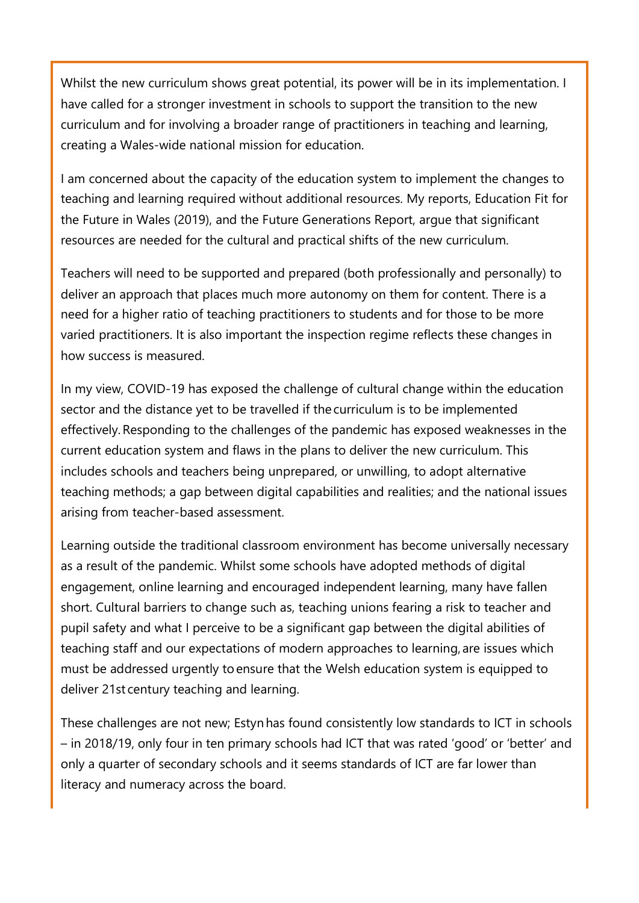Whilst the new curriculum shows great potential, its power will be in its implementation. I have called for a stronger investment in schools to support the transition to the new curriculum and for involving a broader range of practitioners in teaching and learning, creating a Wales-wide national mission for education.

I am concerned about the capacity of the education system to implement the changes to teaching and learning required without additional resources. My reports, Education Fit for the Future in Wales (2019), and the Future Generations Report, argue that significant resources are needed for the cultural and practical shifts of the new curriculum.

Teachers will need to be supported and prepared (both professionally and personally) to deliver an approach that places much more autonomy on them for content. There is a need for a higher ratio of teaching practitioners to students and for those to be more varied practitioners. It is also important the inspection regime reflects these changes in how success is measured.

In my view, COVID-19 has exposed the challenge of cultural change within the education sector and the distance yet to be travelled if the curriculum is to be implemented effectively. Responding to the challenges of the pandemic has exposed weaknesses in the current education system and flaws in the plans to deliver the new curriculum. This includes schools and teachers being unprepared, or unwilling, to adopt alternative teaching methods; a gap between digital capabilities and realities; and the national issues arising from teacher-based assessment.

Learning outside the traditional classroom environment has become universally necessary as a result of the pandemic. Whilst some schools have adopted methods of digital engagement, online learning and encouraged independent learning, many have fallen short. Cultural barriers to change such as, teaching unions fearing a risk to teacher and pupil safety and what I perceive to be a significant gap between the digital abilities of teaching staff and our expectations of modern approaches to learning, are issues which must be addressed urgently to ensure that the Welsh education system is equipped to deliver 21st century teaching and learning.

These challenges are not new; Estyn has found consistently low standards to ICT in schools – in 2018/19, only four in ten primary schools had ICT that was rated 'good' or 'better' and only a quarter of secondary schools and it seems standards of ICT are far lower than literacy and numeracy across the board.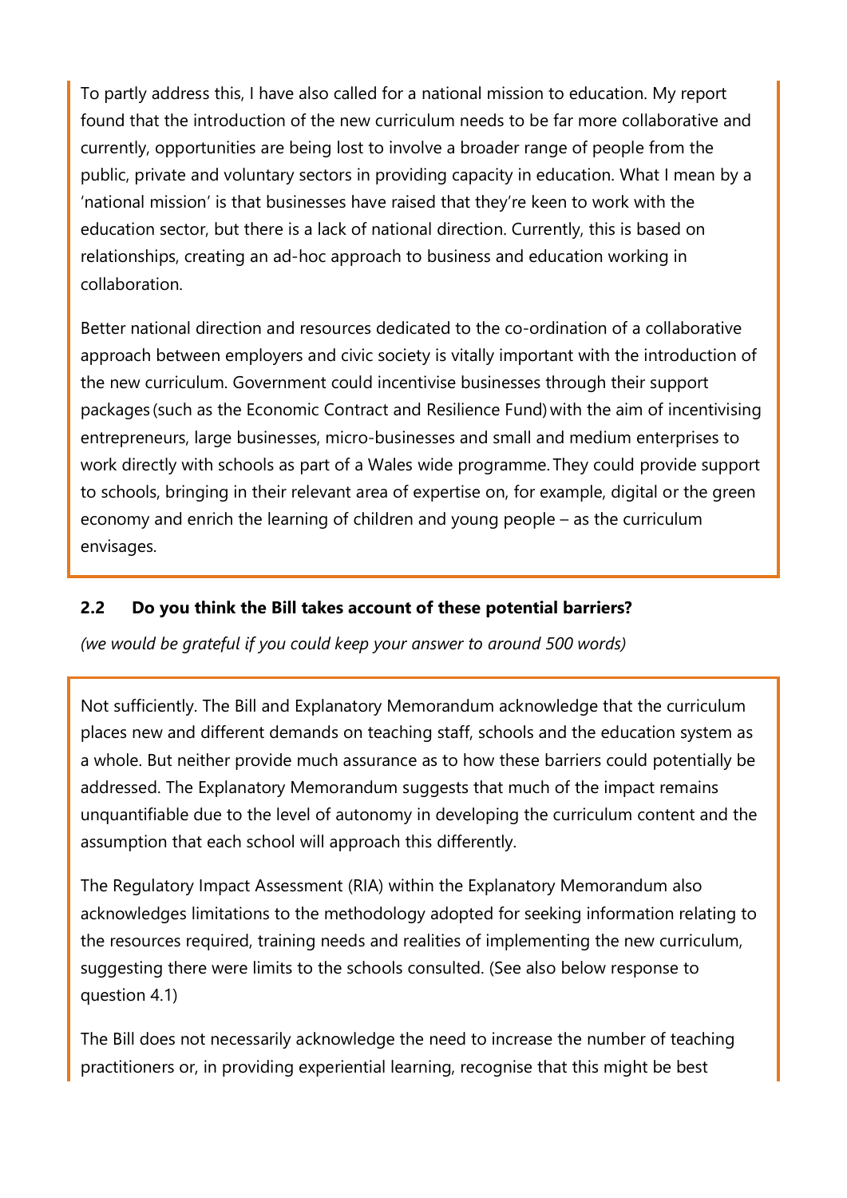To partly address this, I have also called for a national mission to education. My report found that the introduction of the new curriculum needs to be far more collaborative and currently, opportunities are being lost to involve a broader range of people from the public, private and voluntary sectors in providing capacity in education. What I mean by a 'national mission' is that businesses have raised that they're keen to work with the education sector, but there is a lack of national direction. Currently, this is based on relationships, creating an ad-hoc approach to business and education working in collaboration.

Better national direction and resources dedicated to the co-ordination of a collaborative approach between employers and civic society is vitally important with the introduction of the new curriculum. Government could incentivise businesses through their support packages (such as the Economic Contract and Resilience Fund) with the aim of incentivising entrepreneurs, large businesses, micro-businesses and small and medium enterprises to work directly with schools as part of a Wales wide programme. They could provide support to schools, bringing in their relevant area of expertise on, for example, digital or the green economy and enrich the learning of children and young people – as the curriculum envisages.

### 2.2 Do you think the Bill takes account of these potential barriers?

*(we would be grateful if you could keep your answer to around 500 words)*

Not sufficiently. The Bill and Explanatory Memorandum acknowledge that the curriculum places new and different demands on teaching staff, schools and the education system as a whole. But neither provide much assurance as to how these barriers could potentially be addressed. The Explanatory Memorandum suggests that much of the impact remains unquantifiable due to the level of autonomy in developing the curriculum content and the assumption that each school will approach this differently.

The Regulatory Impact Assessment (RIA) within the Explanatory Memorandum also acknowledges limitations to the methodology adopted for seeking information relating to the resources required, training needs and realities of implementing the new curriculum, suggesting there were limits to the schools consulted. (See also below response to question 4.1)

The Bill does not necessarily acknowledge the need to increase the number of teaching practitioners or, in providing experiential learning, recognise that this might be best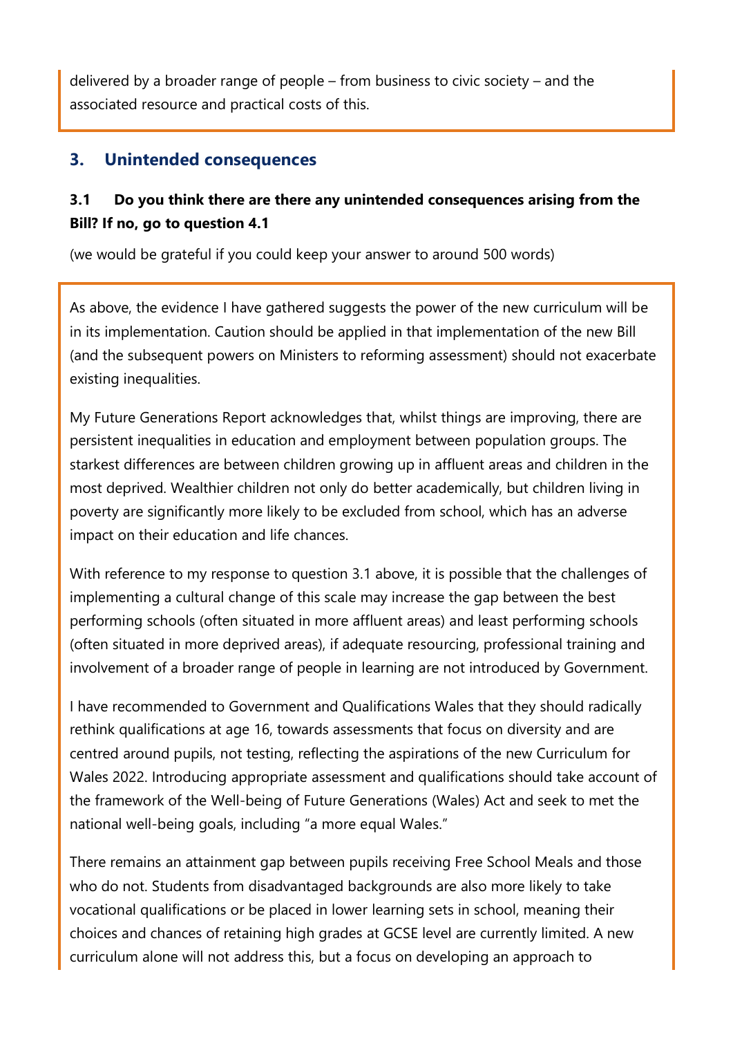delivered by a broader range of people – from business to civic society – and the associated resource and practical costs of this.

## 3. Unintended consequences

### 3.1 Do you think there are there any unintended consequences arising from the Bill? If no, go to question 4.1

(we would be grateful if you could keep your answer to around 500 words)

As above, the evidence I have gathered suggests the power of the new curriculum will be in its implementation. Caution should be applied in that implementation of the new Bill (and the subsequent powers on Ministers to reforming assessment) should not exacerbate existing inequalities.

My Future Generations Report acknowledges that, whilst things are improving, there are persistent inequalities in education and employment between population groups. The starkest differences are between children growing up in affluent areas and children in the most deprived. Wealthier children not only do better academically, but children living in poverty are significantly more likely to be excluded from school, which has an adverse impact on their education and life chances.

With reference to my response to question 3.1 above, it is possible that the challenges of implementing a cultural change of this scale may increase the gap between the best performing schools (often situated in more affluent areas) and least performing schools (often situated in more deprived areas), if adequate resourcing, professional training and involvement of a broader range of people in learning are not introduced by Government.

I have recommended to Government and Qualifications Wales that they should radically rethink qualifications at age 16, towards assessments that focus on diversity and are centred around pupils, not testing, reflecting the aspirations of the new Curriculum for Wales 2022. Introducing appropriate assessment and qualifications should take account of the framework of the Well-being of Future Generations (Wales) Act and seek to met the national well-being goals, including "a more equal Wales."

There remains an attainment gap between pupils receiving Free School Meals and those who do not. Students from disadvantaged backgrounds are also more likely to take vocational qualifications or be placed in lower learning sets in school, meaning their choices and chances of retaining high grades at GCSE level are currently limited. A new curriculum alone will not address this, but a focus on developing an approach to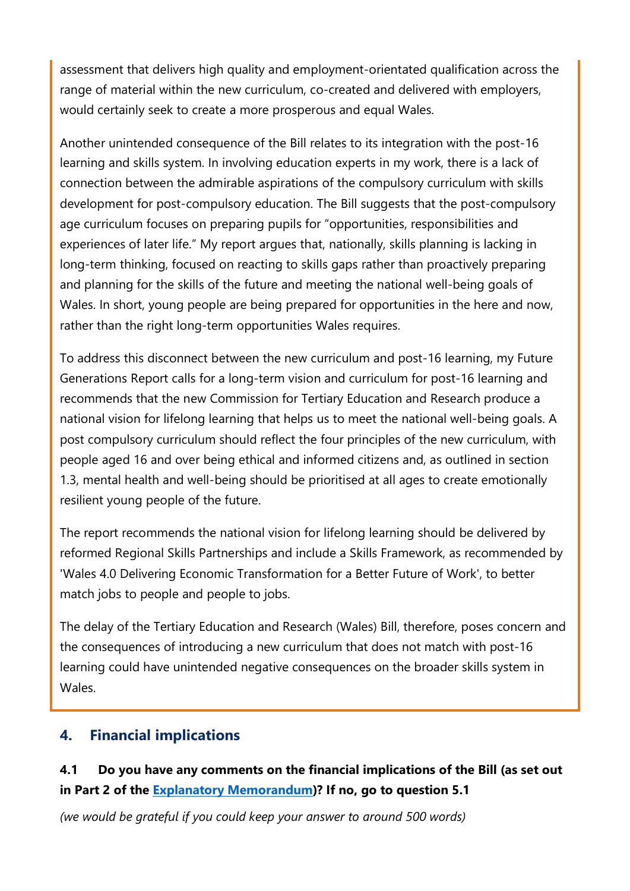assessment that delivers high quality and employment-orientated qualification across the range of material within the new curriculum, co-created and delivered with employers, would certainly seek to create a more prosperous and equal Wales.

Another unintended consequence of the Bill relates to its integration with the post-16 learning and skills system. In involving education experts in my work, there is a lack of connection between the admirable aspirations of the compulsory curriculum with skills development for post-compulsory education. The Bill suggests that the post-compulsory age curriculum focuses on preparing pupils for "opportunities, responsibilities and experiences of later life." My report argues that, nationally, skills planning is lacking in long-term thinking, focused on reacting to skills gaps rather than proactively preparing and planning for the skills of the future and meeting the national well-being goals of Wales. In short, young people are being prepared for opportunities in the here and now, rather than the right long-term opportunities Wales requires.

To address this disconnect between the new curriculum and post-16 learning, my Future Generations Report calls for a long-term vision and curriculum for post-16 learning and recommends that the new Commission for Tertiary Education and Research produce a national vision for lifelong learning that helps us to meet the national well-being goals. A post compulsory curriculum should reflect the four principles of the new curriculum, with people aged 16 and over being ethical and informed citizens and, as outlined in section 1.3, mental health and well-being should be prioritised at all ages to create emotionally resilient young people of the future.

The report recommends the national vision for lifelong learning should be delivered by reformed Regional Skills Partnerships and include a Skills Framework, as recommended by 'Wales 4.0 Delivering Economic Transformation for a Better Future of Work', to better match jobs to people and people to jobs.

The delay of the Tertiary Education and Research (Wales) Bill, therefore, poses concern and the consequences of introducing a new curriculum that does not match with post-16 learning could have unintended negative consequences on the broader skills system in Wales.

## 4. Financial implications

**4.1 Do you have any comments on the financial implications of the Bill (as set out in Part 2 of the Explanatory Memorandum)? If no, go to question 5.1**

*(we would be grateful if you could keep your answer to around 500 words)*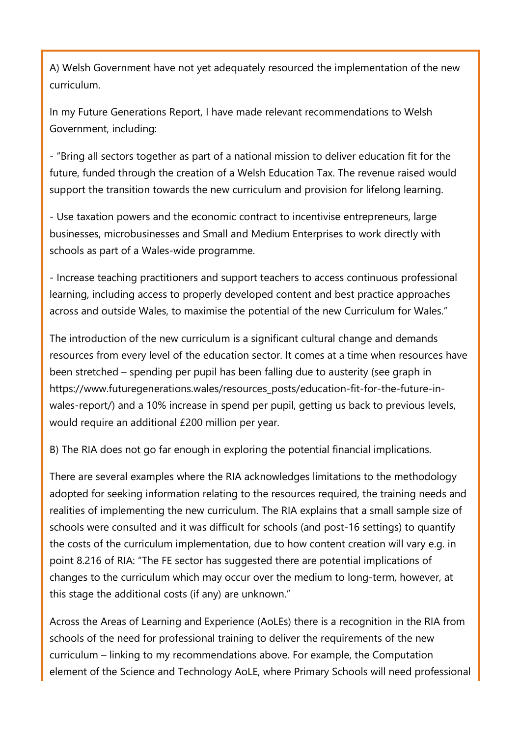A) Welsh Government have not yet adequately resourced the implementation of the new curriculum.

In my Future Generations Report, I have made relevant recommendations to Welsh Government, including:

- "Bring all sectors together as part of a national mission to deliver education fit for the future, funded through the creation of a Welsh Education Tax. The revenue raised would support the transition towards the new curriculum and provision for lifelong learning.

- Use taxation powers and the economic contract to incentivise entrepreneurs, large businesses, microbusinesses and Small and Medium Enterprises to work directly with schools as part of a Wales-wide programme.

- Increase teaching practitioners and support teachers to access continuous professional learning, including access to properly developed content and best practice approaches across and outside Wales, to maximise the potential of the new Curriculum for Wales."

The introduction of the new curriculum is a significant cultural change and demands resources from every level of the education sector. It comes at a time when resources have been stretched – spending per pupil has been falling due to austerity (see graph in https://www.futuregenerations.wales/resources_posts/education-fit-for-the-future-in-wales-report/) and a 10% increase in spend per pupil, getting us back to previous levels, would require an additional £200 million per year.

B) The RIA does not go far enough in exploring the potential financial implications.

There are several examples where the RIA acknowledges limitations to the methodology adopted for seeking information relating to the resources required, the training needs and realities of implementing the new curriculum. The RIA explains that a small sample size of schools were consulted and it was difficult for schools (and post-16 settings) to quantify the costs of the curriculum implementation, due to how content creation will vary e.g. in point 8.216 of RIA: "The FE sector has suggested there are potential implications of changes to the curriculum which may occur over the medium to long-term, however, at this stage the additional costs (if any) are unknown."

Across the Areas of Learning and Experience (AoLEs) there is a recognition in the RIA from schools of the need for professional training to deliver the requirements of the new curriculum – linking to my recommendations above. For example, the Computation element of the Science and Technology AoLE, where Primary Schools will need professional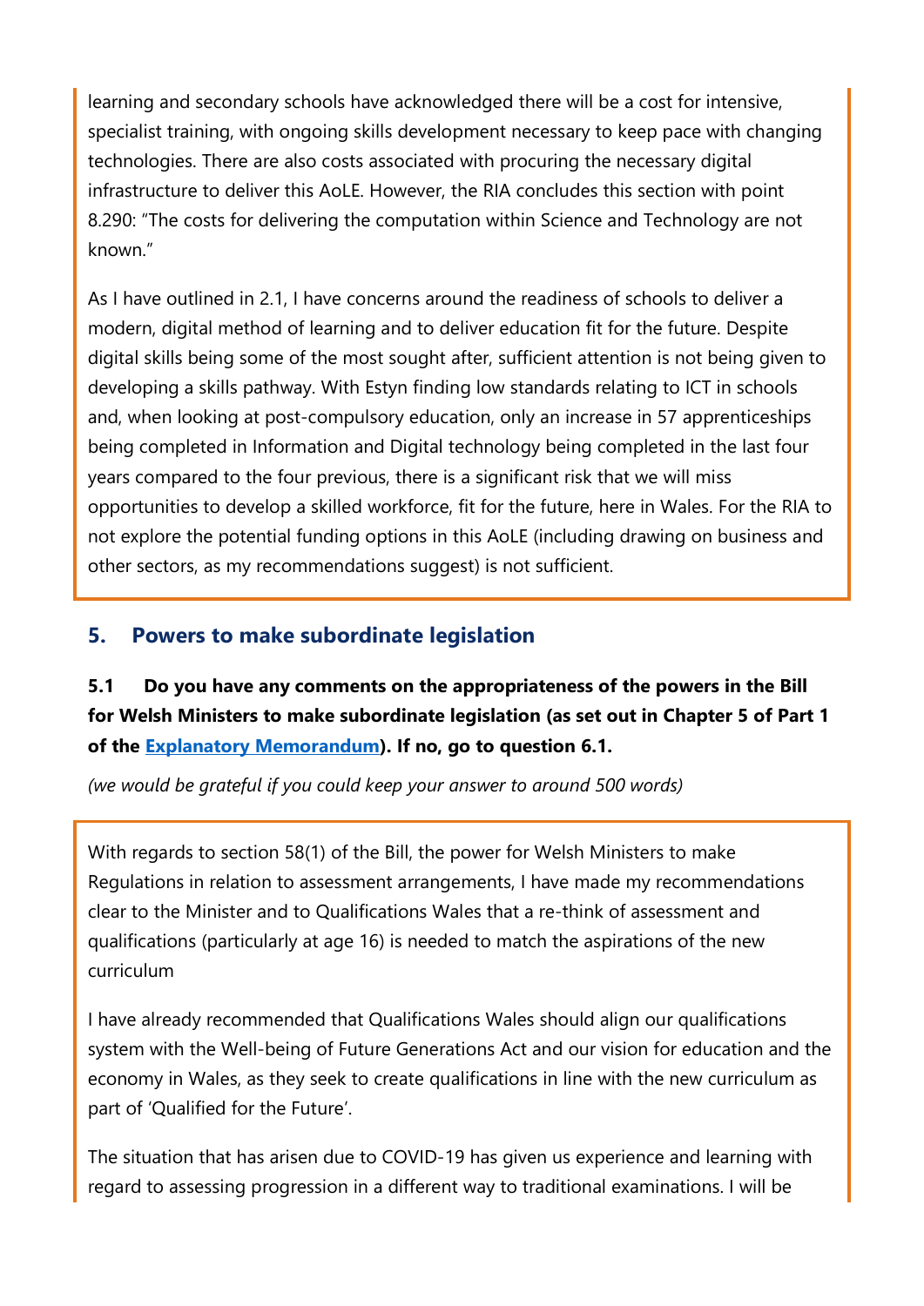learning and secondary schools have acknowledged there will be a cost for intensive, specialist training, with ongoing skills development necessary to keep pace with changing technologies. There are also costs associated with procuring the necessary digital infrastructure to deliver this AoLE. However, the RIA concludes this section with point 8.290: "The costs for delivering the computation within Science and Technology are not known."

As I have outlined in 2.1, I have concerns around the readiness of schools to deliver a modern, digital method of learning and to deliver education fit for the future. Despite digital skills being some of the most sought after, sufficient attention is not being given to developing a skills pathway. With Estyn finding low standards relating to ICT in schools and, when looking at post-compulsory education, only an increase in 57 apprenticeships being completed in Information and Digital technology being completed in the last four years compared to the four previous, there is a significant risk that we will miss opportunities to develop a skilled workforce, fit for the future, here in Wales. For the RIA to not explore the potential funding options in this AoLE (including drawing on business and other sectors, as my recommendations suggest) is not sufficient.

## 5. Powers to make subordinate legislation

**5.1 Do you have any comments on the appropriateness of the powers in the Bill for Welsh Ministers to make subordinate legislation (as set out in Chapter 5 of Part 1 of the Explanatory Memorandum). If no, go to question 6.1.**

*(we would be grateful if you could keep your answer to around 500 words)*

With regards to section 58(1) of the Bill, the power for Welsh Ministers to make Regulations in relation to assessment arrangements, I have made my recommendations clear to the Minister and to Qualifications Wales that a re-think of assessment and qualifications (particularly at age 16) is needed to match the aspirations of the new curriculum

I have already recommended that Qualifications Wales should align our qualifications system with the Well-being of Future Generations Act and our vision for education and the economy in Wales, as they seek to create qualifications in line with the new curriculum as part of 'Qualified for the Future'.

The situation that has arisen due to COVID-19 has given us experience and learning with regard to assessing progression in a different way to traditional examinations. I will be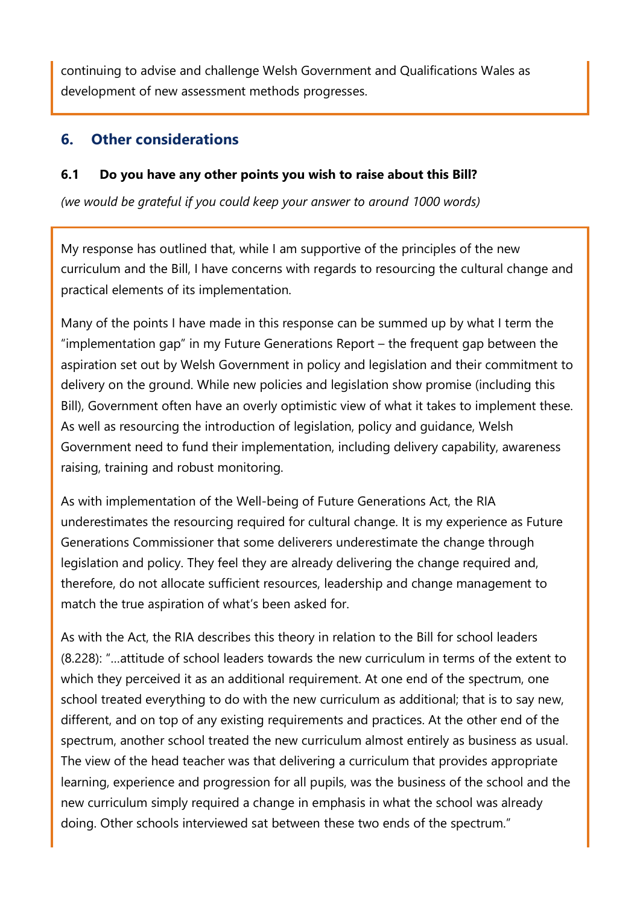continuing to advise and challenge Welsh Government and Qualifications Wales as development of new assessment methods progresses.

## 6. Other considerations

### 6.1 Do you have any other points you wish to raise about this Bill?

*(we would be grateful if you could keep your answer to around 1000 words)*

My response has outlined that, while I am supportive of the principles of the new curriculum and the Bill, I have concerns with regards to resourcing the cultural change and practical elements of its implementation.

Many of the points I have made in this response can be summed up by what I term the "implementation gap" in my Future Generations Report – the frequent gap between the aspiration set out by Welsh Government in policy and legislation and their commitment to delivery on the ground. While new policies and legislation show promise (including this Bill), Government often have an overly optimistic view of what it takes to implement these. As well as resourcing the introduction of legislation, policy and guidance, Welsh Government need to fund their implementation, including delivery capability, awareness raising, training and robust monitoring.

As with implementation of the Well-being of Future Generations Act, the RIA underestimates the resourcing required for cultural change. It is my experience as Future Generations Commissioner that some deliverers underestimate the change through legislation and policy. They feel they are already delivering the change required and, therefore, do not allocate sufficient resources, leadership and change management to match the true aspiration of what's been asked for.

As with the Act, the RIA describes this theory in relation to the Bill for school leaders (8.228): "…attitude of school leaders towards the new curriculum in terms of the extent to which they perceived it as an additional requirement. At one end of the spectrum, one school treated everything to do with the new curriculum as additional; that is to say new, different, and on top of any existing requirements and practices. At the other end of the spectrum, another school treated the new curriculum almost entirely as business as usual. The view of the head teacher was that delivering a curriculum that provides appropriate learning, experience and progression for all pupils, was the business of the school and the new curriculum simply required a change in emphasis in what the school was already doing. Other schools interviewed sat between these two ends of the spectrum."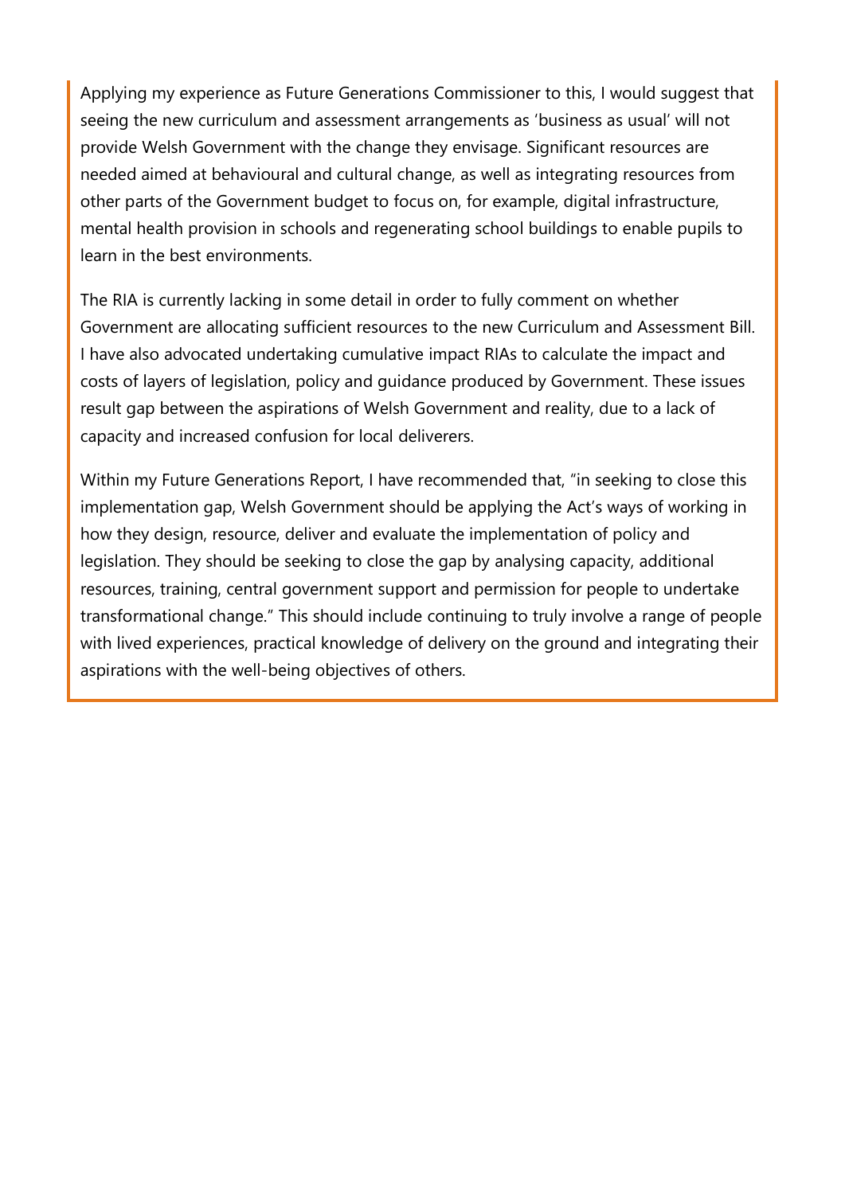Applying my experience as Future Generations Commissioner to this, I would suggest that seeing the new curriculum and assessment arrangements as 'business as usual' will not provide Welsh Government with the change they envisage. Significant resources are needed aimed at behavioural and cultural change, as well as integrating resources from other parts of the Government budget to focus on, for example, digital infrastructure, mental health provision in schools and regenerating school buildings to enable pupils to learn in the best environments.

The RIA is currently lacking in some detail in order to fully comment on whether Government are allocating sufficient resources to the new Curriculum and Assessment Bill. I have also advocated undertaking cumulative impact RIAs to calculate the impact and costs of layers of legislation, policy and guidance produced by Government. These issues result gap between the aspirations of Welsh Government and reality, due to a lack of capacity and increased confusion for local deliverers.

Within my Future Generations Report, I have recommended that, "in seeking to close this implementation gap, Welsh Government should be applying the Act's ways of working in how they design, resource, deliver and evaluate the implementation of policy and legislation. They should be seeking to close the gap by analysing capacity, additional resources, training, central government support and permission for people to undertake transformational change." This should include continuing to truly involve a range of people with lived experiences, practical knowledge of delivery on the ground and integrating their aspirations with the well-being objectives of others.